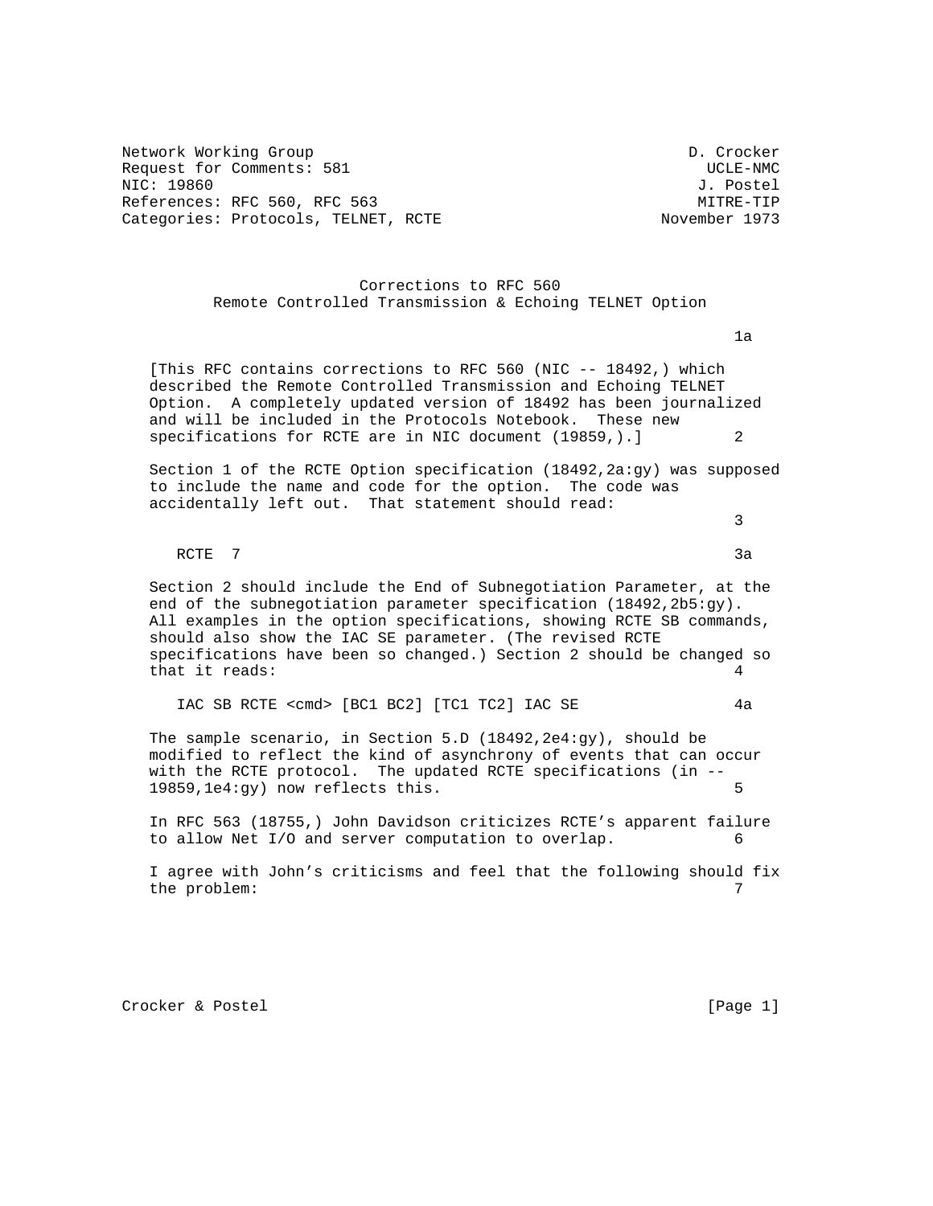Network Working Group D. Crocker
Request for Comments: 581 UCLE-NMC
NIC: 19860 J. Postel
References: RFC 560, RFC 563 MITRE-TIP
Categories: Protocols, TELNET, RCTE November 1973

# Corrections to RFC 560
## Remote Controlled Transmission & Echoing TELNET Option

1a

[This RFC contains corrections to RFC 560 (NIC -- 18492,) which described the Remote Controlled Transmission and Echoing TELNET Option. A completely updated version of 18492 has been journalized and will be included in the Protocols Notebook. These new specifications for RCTE are in NIC document (19859,).] 2

Section 1 of the RCTE Option specification (18492,2a:gy) was supposed to include the name and code for the option. The code was accidentally left out. That statement should read: 3

```
RCTE  7                                                3a
```

Section 2 should include the End of Subnegotiation Parameter, at the end of the subnegotiation parameter specification (18492,2b5:gy). All examples in the option specifications, showing RCTE SB commands, should also show the IAC SE parameter. (The revised RCTE specifications have been so changed.) Section 2 should be changed so that it reads: 4

```
IAC SB RCTE <cmd> [BC1 BC2] [TC1 TC2] IAC SE           4a
```

The sample scenario, in Section 5.D (18492,2e4:gy), should be modified to reflect the kind of asynchrony of events that can occur with the RCTE protocol. The updated RCTE specifications (in -- 19859,1e4:gy) now reflects this. 5

In RFC 563 (18755,) John Davidson criticizes RCTE's apparent failure to allow Net I/O and server computation to overlap. 6

I agree with John's criticisms and feel that the following should fix the problem: 7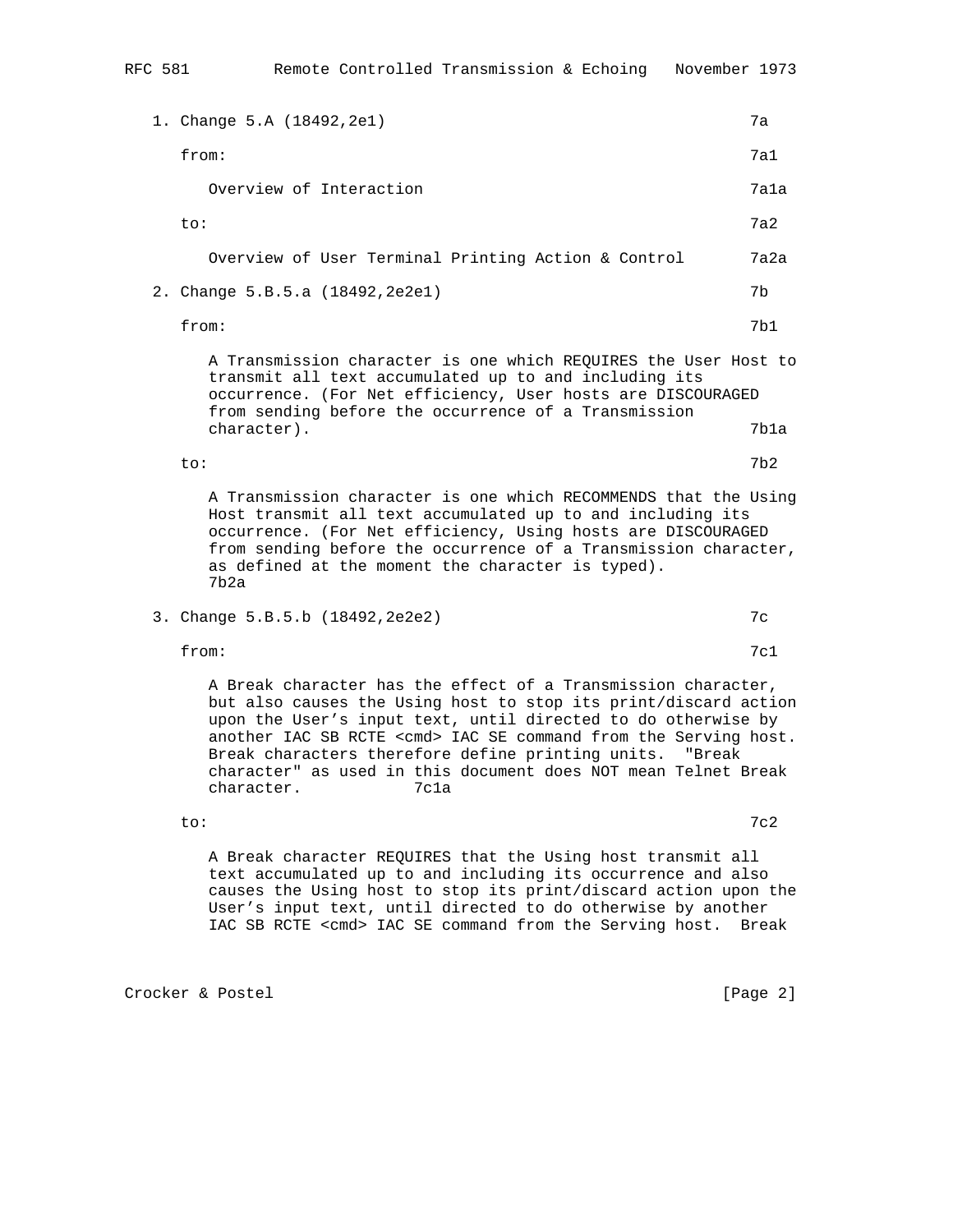1. Change 5.A (18492,2e1) 7a

   from: 7a1

   Overview of Interaction 7a1a

   to: 7a2

   Overview of User Terminal Printing Action & Control 7a2a

2. Change 5.B.5.a (18492,2e2e1) 7b

   from: 7b1

   A Transmission character is one which REQUIRES the User Host to transmit all text accumulated up to and including its occurrence. (For Net efficiency, User hosts are DISCOURAGED from sending before the occurrence of a Transmission character). 7b1a

   to: 7b2

   A Transmission character is one which RECOMMENDS that the Using Host transmit all text accumulated up to and including its occurrence. (For Net efficiency, Using hosts are DISCOURAGED from sending before the occurrence of a Transmission character, as defined at the moment the character is typed). 7b2a

3. Change 5.B.5.b (18492,2e2e2) 7c

   from: 7c1

   A Break character has the effect of a Transmission character, but also causes the Using host to stop its print/discard action upon the User's input text, until directed to do otherwise by another IAC SB RCTE <cmd> IAC SE command from the Serving host. Break characters therefore define printing units. "Break character" as used in this document does NOT mean Telnet Break character. 7c1a

   to: 7c2

   A Break character REQUIRES that the Using host transmit all text accumulated up to and including its occurrence and also causes the Using host to stop its print/discard action upon the User's input text, until directed to do otherwise by another IAC SB RCTE <cmd> IAC SE command from the Serving host. Break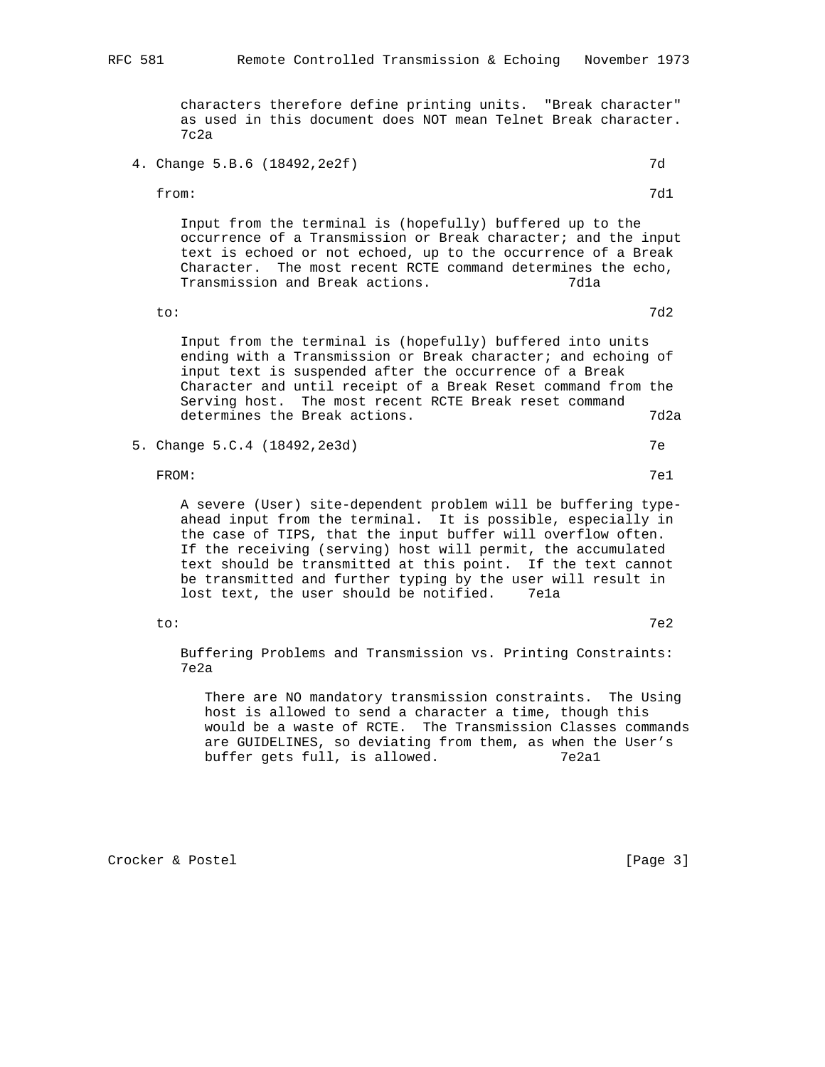characters therefore define printing units. "Break character" as used in this document does NOT mean Telnet Break character. 7c2a

4. Change 5.B.6 (18492,2e2f) 7d

   from: 7d1

   Input from the terminal is (hopefully) buffered up to the occurrence of a Transmission or Break character; and the input text is echoed or not echoed, up to the occurrence of a Break Character. The most recent RCTE command determines the echo, Transmission and Break actions. 7d1a

   to: 7d2

   Input from the terminal is (hopefully) buffered into units ending with a Transmission or Break character; and echoing of input text is suspended after the occurrence of a Break Character and until receipt of a Break Reset command from the Serving host. The most recent RCTE Break reset command determines the Break actions. 7d2a

5. Change 5.C.4 (18492,2e3d) 7e

   FROM: 7e1

   A severe (User) site-dependent problem will be buffering type-ahead input from the terminal. It is possible, especially in the case of TIPS, that the input buffer will overflow often. If the receiving (serving) host will permit, the accumulated text should be transmitted at this point. If the text cannot be transmitted and further typing by the user will result in lost text, the user should be notified. 7e1a

   to: 7e2

   Buffering Problems and Transmission vs. Printing Constraints: 7e2a

   There are NO mandatory transmission constraints. The Using host is allowed to send a character a time, though this would be a waste of RCTE. The Transmission Classes commands are GUIDELINES, so deviating from them, as when the User's buffer gets full, is allowed. 7e2a1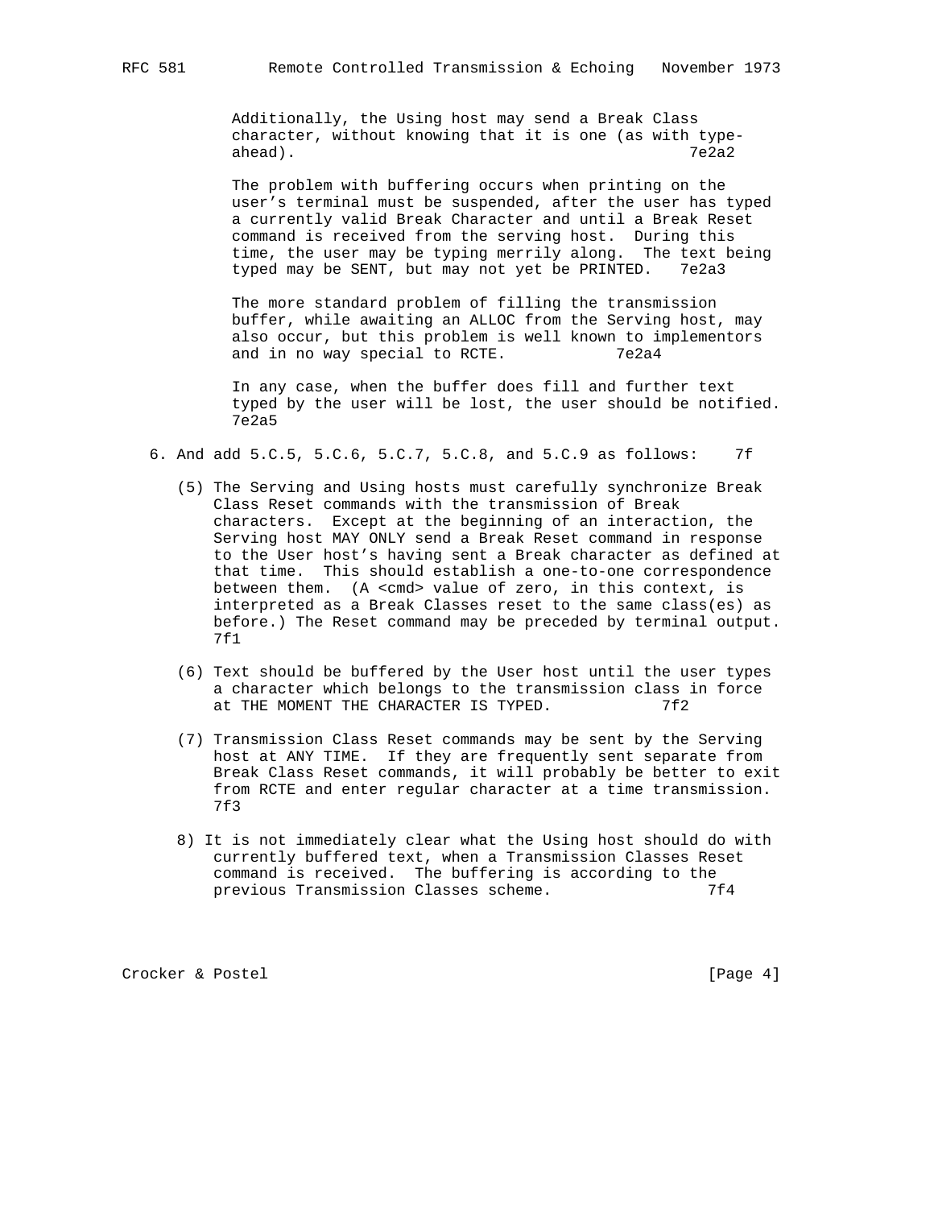Additionally, the Using host may send a Break Class character, without knowing that it is one (as with type-ahead). 7e2a2

The problem with buffering occurs when printing on the user's terminal must be suspended, after the user has typed a currently valid Break Character and until a Break Reset command is received from the serving host. During this time, the user may be typing merrily along. The text being typed may be SENT, but may not yet be PRINTED. 7e2a3

The more standard problem of filling the transmission buffer, while awaiting an ALLOC from the Serving host, may also occur, but this problem is well known to implementors and in no way special to RCTE. 7e2a4

In any case, when the buffer does fill and further text typed by the user will be lost, the user should be notified. 7e2a5

6. And add 5.C.5, 5.C.6, 5.C.7, 5.C.8, and 5.C.9 as follows: 7f

(5) The Serving and Using hosts must carefully synchronize Break Class Reset commands with the transmission of Break characters. Except at the beginning of an interaction, the Serving host MAY ONLY send a Break Reset command in response to the User host's having sent a Break character as defined at that time. This should establish a one-to-one correspondence between them. (A <cmd> value of zero, in this context, is interpreted as a Break Classes reset to the same class(es) as before.) The Reset command may be preceded by terminal output. 7f1

(6) Text should be buffered by the User host until the user types a character which belongs to the transmission class in force at THE MOMENT THE CHARACTER IS TYPED. 7f2

(7) Transmission Class Reset commands may be sent by the Serving host at ANY TIME. If they are frequently sent separate from Break Class Reset commands, it will probably be better to exit from RCTE and enter regular character at a time transmission. 7f3

8) It is not immediately clear what the Using host should do with currently buffered text, when a Transmission Classes Reset command is received. The buffering is according to the previous Transmission Classes scheme. 7f4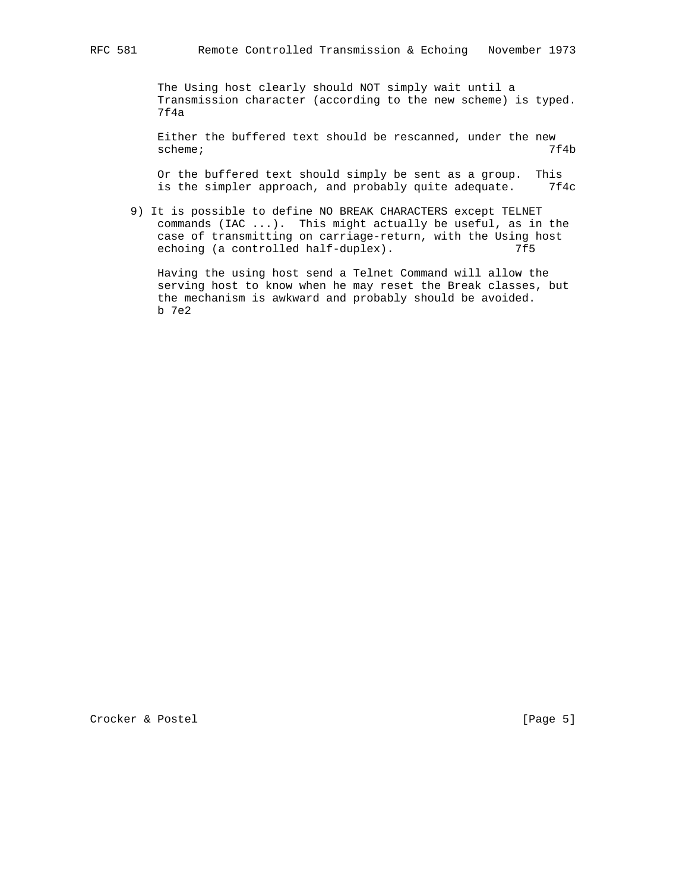The Using host clearly should NOT simply wait until a Transmission character (according to the new scheme) is typed. 7f4a

Either the buffered text should be rescanned, under the new scheme; 7f4b

Or the buffered text should simply be sent as a group. This is the simpler approach, and probably quite adequate. 7f4c

9) It is possible to define NO BREAK CHARACTERS except TELNET commands (IAC ...). This might actually be useful, as in the case of transmitting on carriage-return, with the Using host echoing (a controlled half-duplex). 7f5

Having the using host send a Telnet Command will allow the serving host to know when he may reset the Break classes, but the mechanism is awkward and probably should be avoided. b 7e2